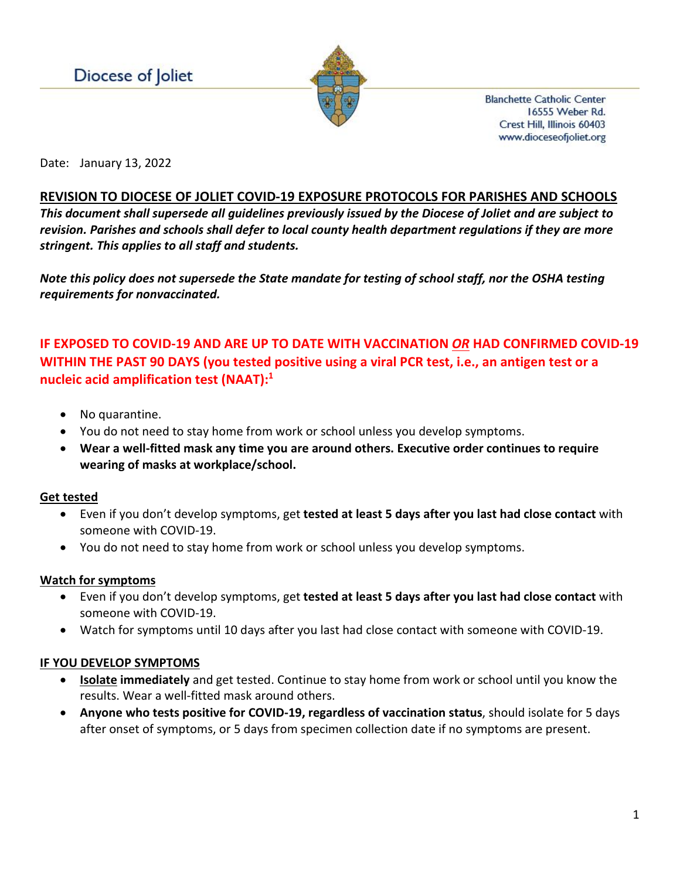Diocese of Joliet

Blanchette Catholic Center
16555 Weber Rd.
Crest Hill, Illinois 60403
www.dioceseofjoliet.org

Date: January 13, 2022

## REVISION TO DIOCESE OF JOLIET COVID-19 EXPOSURE PROTOCOLS FOR PARISHES AND SCHOOLS

***This document shall supersede all guidelines previously issued by the Diocese of Joliet and are subject to revision. Parishes and schools shall defer to local county health department regulations if they are more stringent. This applies to all staff and students.***

***Note this policy does not supersede the State mandate for testing of school staff, nor the OSHA testing requirements for nonvaccinated.***

### IF EXPOSED TO COVID-19 AND ARE UP TO DATE WITH VACCINATION *OR* HAD CONFIRMED COVID-19 WITHIN THE PAST 90 DAYS (you tested positive using a viral PCR test, i.e., an antigen test or a nucleic acid amplification test (NAAT):[1]

- No quarantine.
- You do not need to stay home from work or school unless you develop symptoms.
- **Wear a well-fitted mask any time you are around others. Executive order continues to require wearing of masks at workplace/school.**

**Get tested**

- Even if you don't develop symptoms, get **tested at least 5 days after you last had close contact** with someone with COVID-19.
- You do not need to stay home from work or school unless you develop symptoms.

**Watch for symptoms**

- Even if you don't develop symptoms, get **tested at least 5 days after you last had close contact** with someone with COVID-19.
- Watch for symptoms until 10 days after you last had close contact with someone with COVID-19.

**IF YOU DEVELOP SYMPTOMS**

- **Isolate immediately** and get tested. Continue to stay home from work or school until you know the results. Wear a well-fitted mask around others.
- **Anyone who tests positive for COVID-19, regardless of vaccination status**, should isolate for 5 days after onset of symptoms, or 5 days from specimen collection date if no symptoms are present.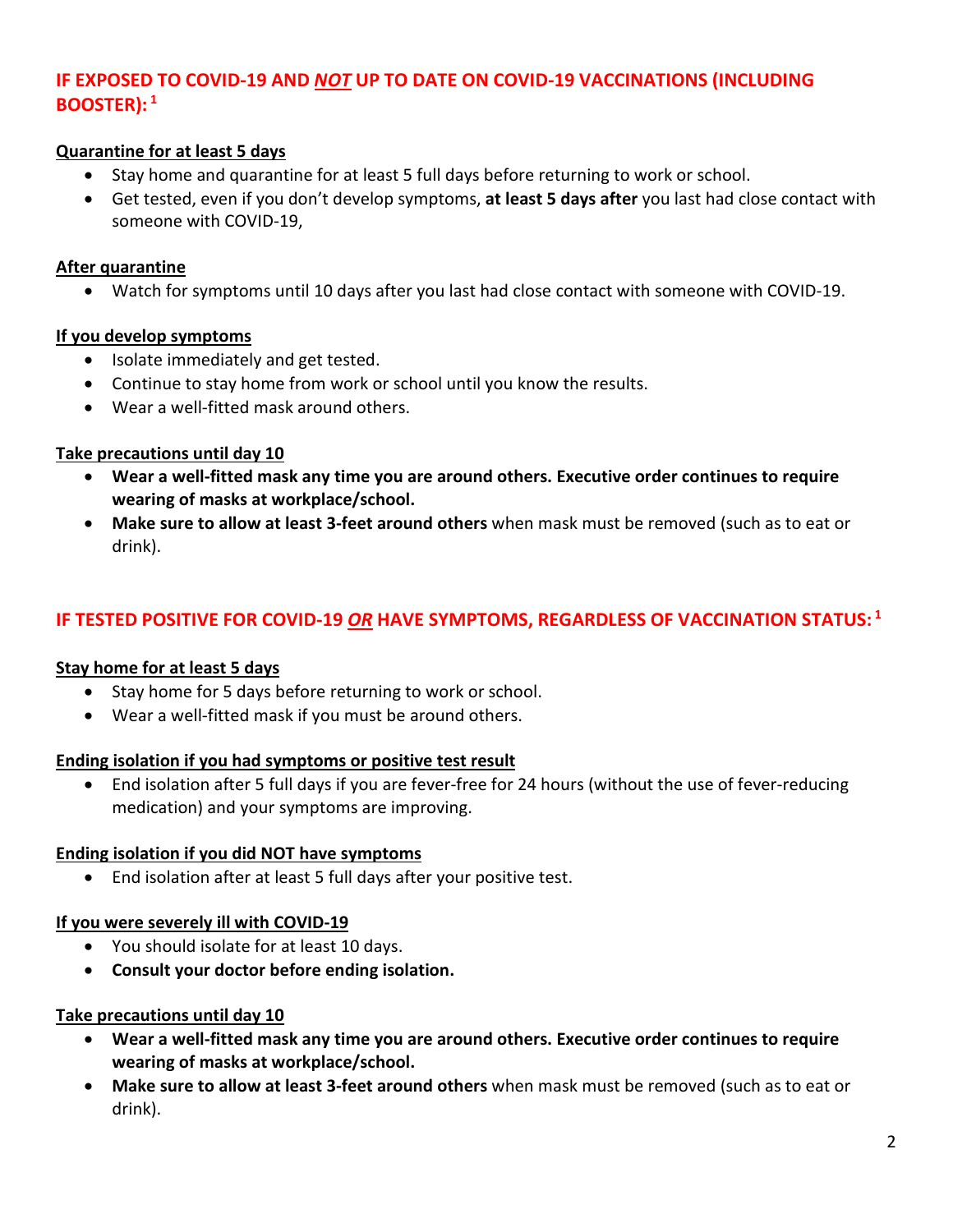## IF EXPOSED TO COVID-19 AND ***NOT*** UP TO DATE ON COVID-19 VACCINATIONS (INCLUDING BOOSTER): [1]

### Quarantine for at least 5 days

- Stay home and quarantine for at least 5 full days before returning to work or school.
- Get tested, even if you don't develop symptoms, **at least 5 days after** you last had close contact with someone with COVID-19,

### After quarantine

- Watch for symptoms until 10 days after you last had close contact with someone with COVID-19.

### If you develop symptoms

- Isolate immediately and get tested.
- Continue to stay home from work or school until you know the results.
- Wear a well-fitted mask around others.

### Take precautions until day 10

- **Wear a well-fitted mask any time you are around others. Executive order continues to require wearing of masks at workplace/school.**
- **Make sure to allow at least 3-feet around others** when mask must be removed (such as to eat or drink).

## IF TESTED POSITIVE FOR COVID-19 ***OR*** HAVE SYMPTOMS, REGARDLESS OF VACCINATION STATUS: [1]

### Stay home for at least 5 days

- Stay home for 5 days before returning to work or school.
- Wear a well-fitted mask if you must be around others.

### Ending isolation if you had symptoms or positive test result

- End isolation after 5 full days if you are fever-free for 24 hours (without the use of fever-reducing medication) and your symptoms are improving.

### Ending isolation if you did NOT have symptoms

- End isolation after at least 5 full days after your positive test.

### If you were severely ill with COVID-19

- You should isolate for at least 10 days.
- **Consult your doctor before ending isolation.**

### Take precautions until day 10

- **Wear a well-fitted mask any time you are around others. Executive order continues to require wearing of masks at workplace/school.**
- **Make sure to allow at least 3-feet around others** when mask must be removed (such as to eat or drink).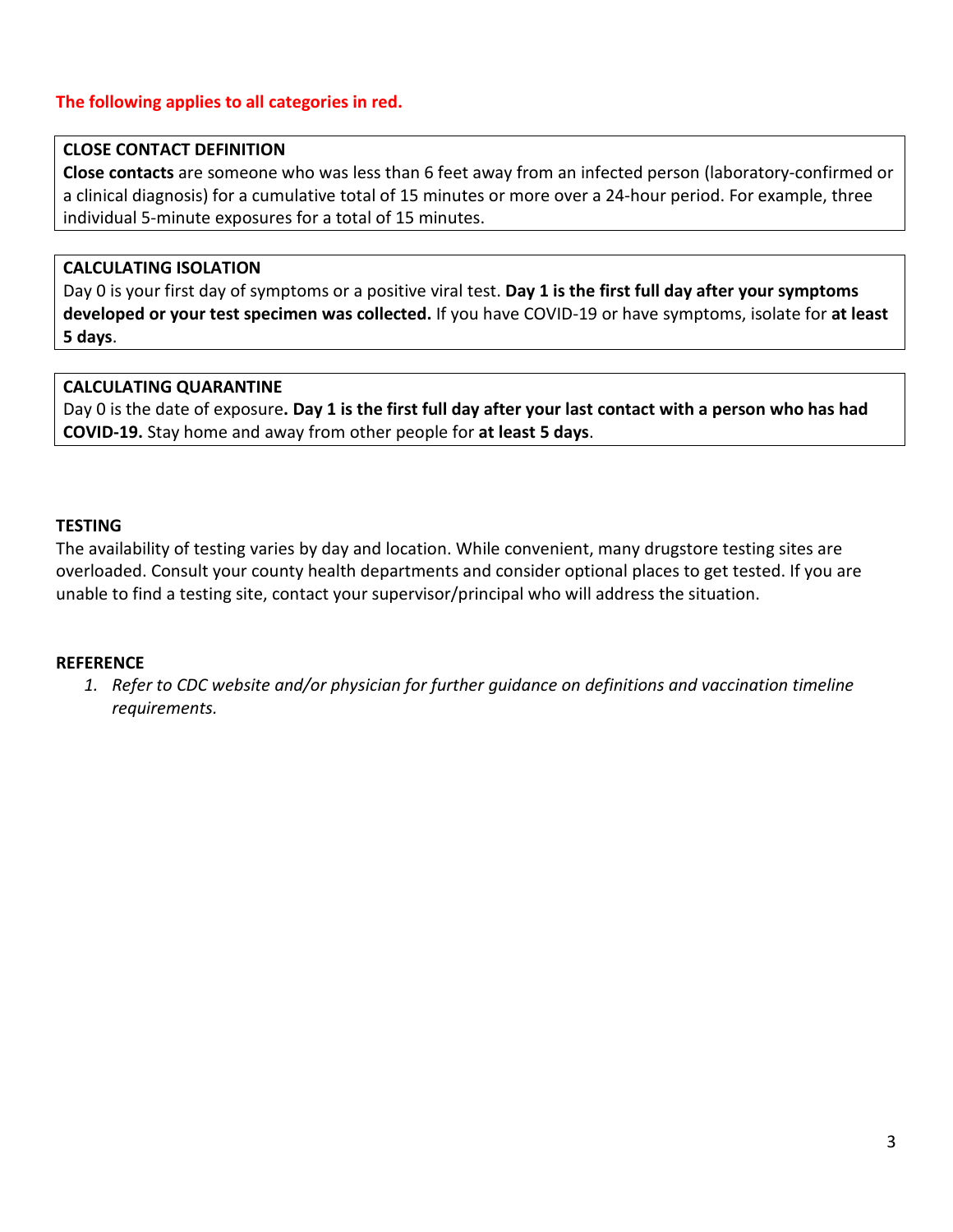**The following applies to all categories in red.**

**CLOSE CONTACT DEFINITION**

**Close contacts** are someone who was less than 6 feet away from an infected person (laboratory-confirmed or a clinical diagnosis) for a cumulative total of 15 minutes or more over a 24-hour period. For example, three individual 5-minute exposures for a total of 15 minutes.

**CALCULATING ISOLATION**

Day 0 is your first day of symptoms or a positive viral test. **Day 1 is the first full day after your symptoms developed or your test specimen was collected.** If you have COVID-19 or have symptoms, isolate for **at least 5 days**.

**CALCULATING QUARANTINE**

Day 0 is the date of exposure**. Day 1 is the first full day after your last contact with a person who has had COVID-19.** Stay home and away from other people for **at least 5 days**.

**TESTING**

The availability of testing varies by day and location. While convenient, many drugstore testing sites are overloaded. Consult your county health departments and consider optional places to get tested. If you are unable to find a testing site, contact your supervisor/principal who will address the situation.

**REFERENCE**

1. *Refer to CDC website and/or physician for further guidance on definitions and vaccination timeline requirements.*